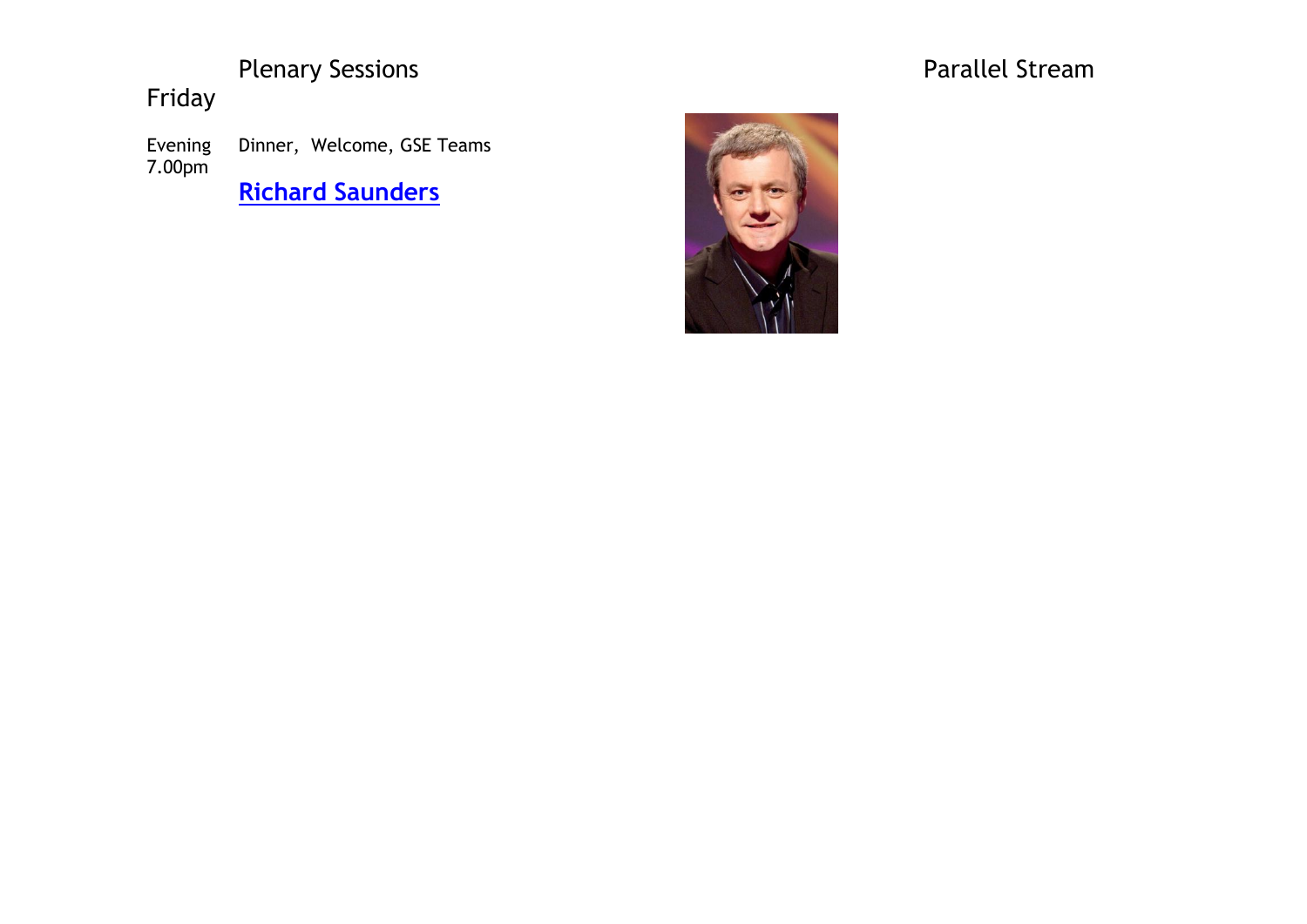Plenary Sessions

Parallel Stream

Friday

| | |
|---|---|
| Evening 7.00pm | Dinner, Welcome, GSE Teams |
| | **Richard Saunders** |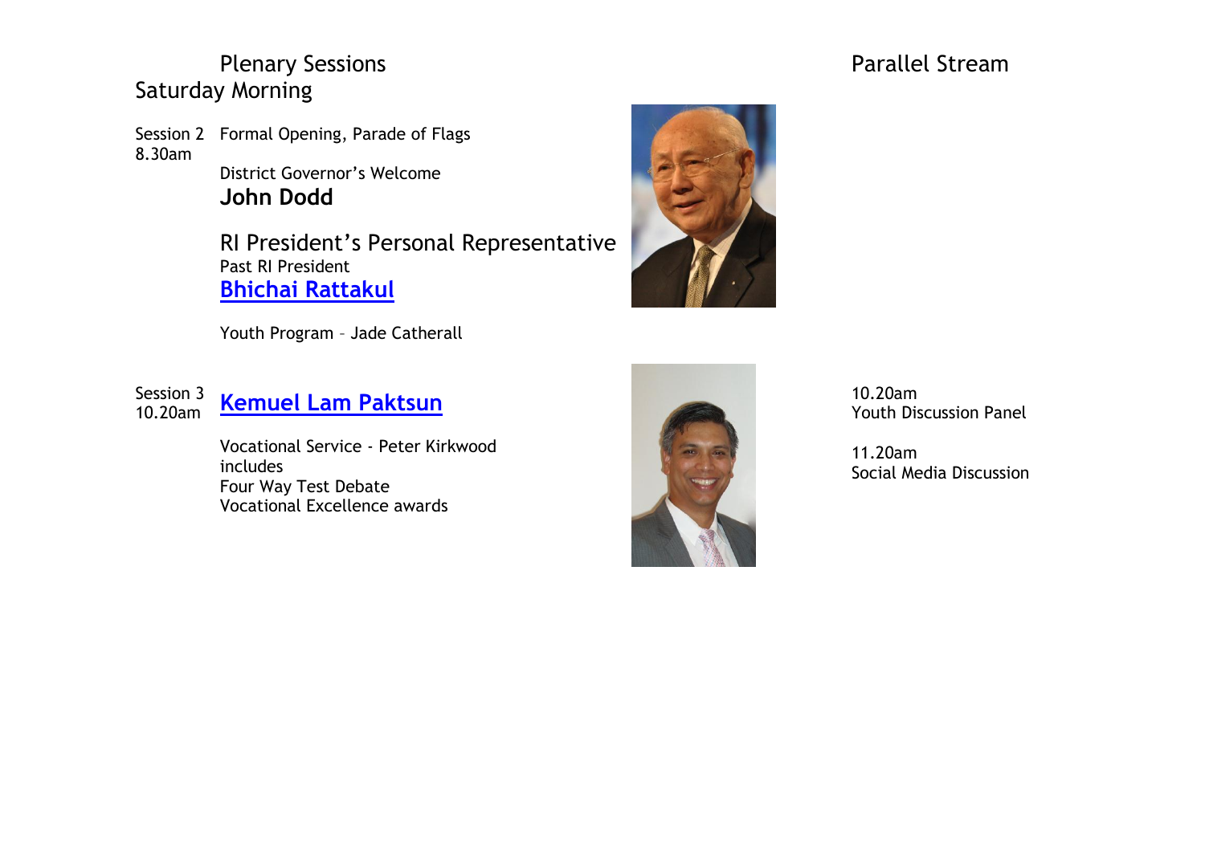## Plenary Sessions

### Saturday Morning

**Session 2**
8.30am

Formal Opening, Parade of Flags

District Governor's Welcome
**John Dodd**

RI President's Personal Representative
Past RI President
**Bhichai Rattakul**

Youth Program – Jade Catherall

**Session 3**
10.20am

**Kemuel Lam Paktsun**

Vocational Service - Peter Kirkwood
includes
Four Way Test Debate
Vocational Excellence awards

## Parallel Stream

10.20am
Youth Discussion Panel

11.20am
Social Media Discussion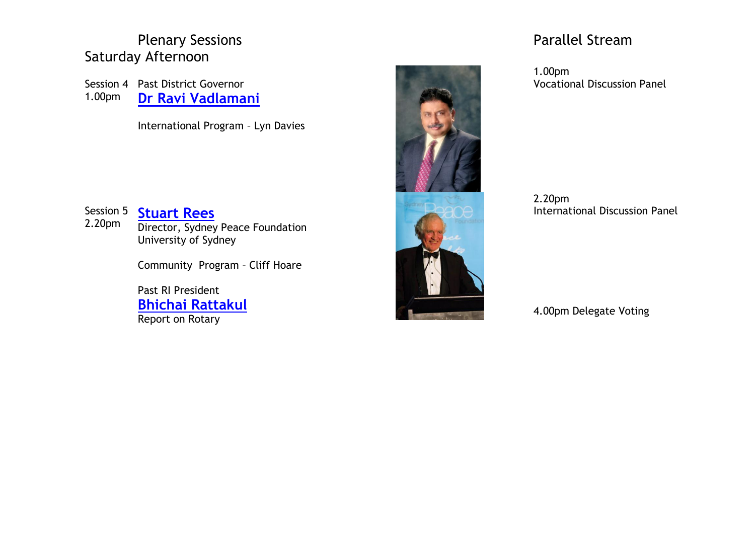## Plenary Sessions
## Saturday Afternoon

Session 4
1.00pm

Past District Governor
**Dr Ravi Vadlamani**

International Program – Lyn Davies

Session 5
2.20pm

**Stuart Rees**
Director, Sydney Peace Foundation
University of Sydney

Community Program – Cliff Hoare

Past RI President
**Bhichai Rattakul**
Report on Rotary

## Parallel Stream

1.00pm
Vocational Discussion Panel

2.20pm
International Discussion Panel

4.00pm Delegate Voting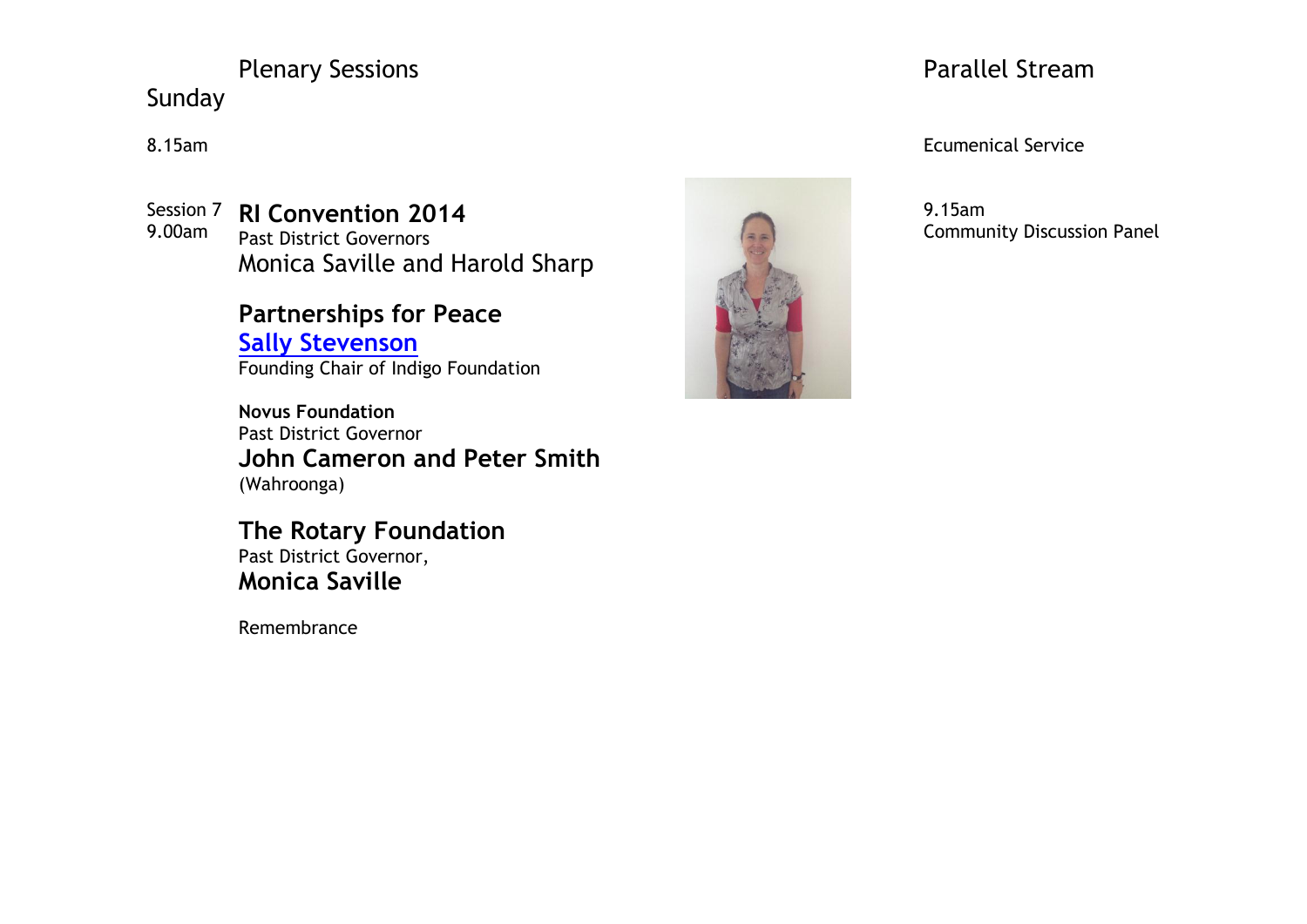## Plenary Sessions

### Sunday

8.15am

Session 7
9.00am

**RI Convention 2014**
Past District Governors
Monica Saville and Harold Sharp

**Partnerships for Peace**
**Sally Stevenson**
Founding Chair of Indigo Foundation

**Novus Foundation**
Past District Governor
**John Cameron and Peter Smith**
(Wahroonga)

**The Rotary Foundation**
Past District Governor,
**Monica Saville**

Remembrance

## Parallel Stream

Ecumenical Service

9.15am
Community Discussion Panel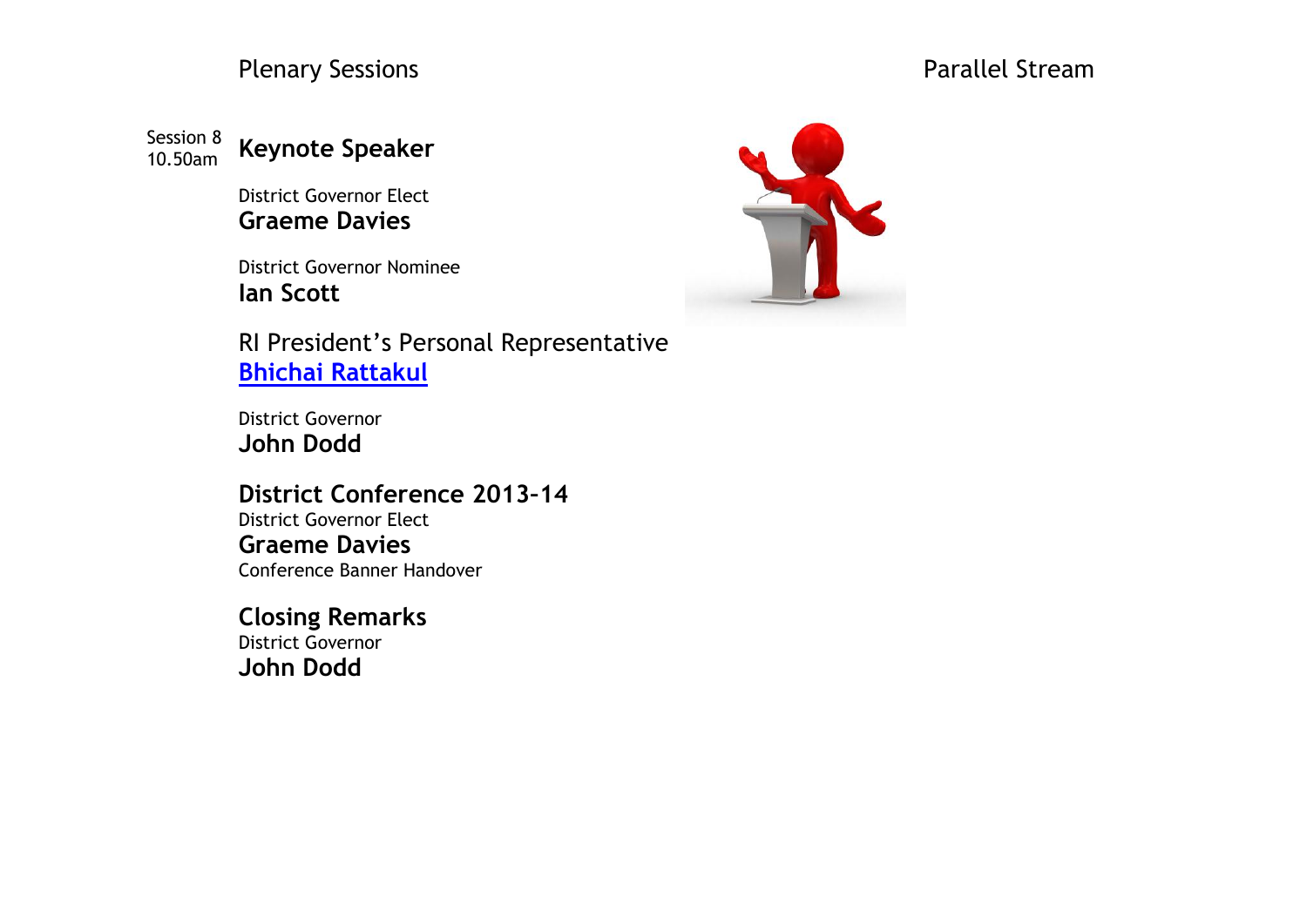Plenary Sessions | Parallel Stream

Session 8
10.50am

## Keynote Speaker

District Governor Elect
**Graeme Davies**

District Governor Nominee
**Ian Scott**

RI President's Personal Representative
**Bhichai Rattakul**

District Governor
**John Dodd**

## District Conference 2013-14

District Governor Elect
**Graeme Davies**
Conference Banner Handover

## Closing Remarks

District Governor
**John Dodd**